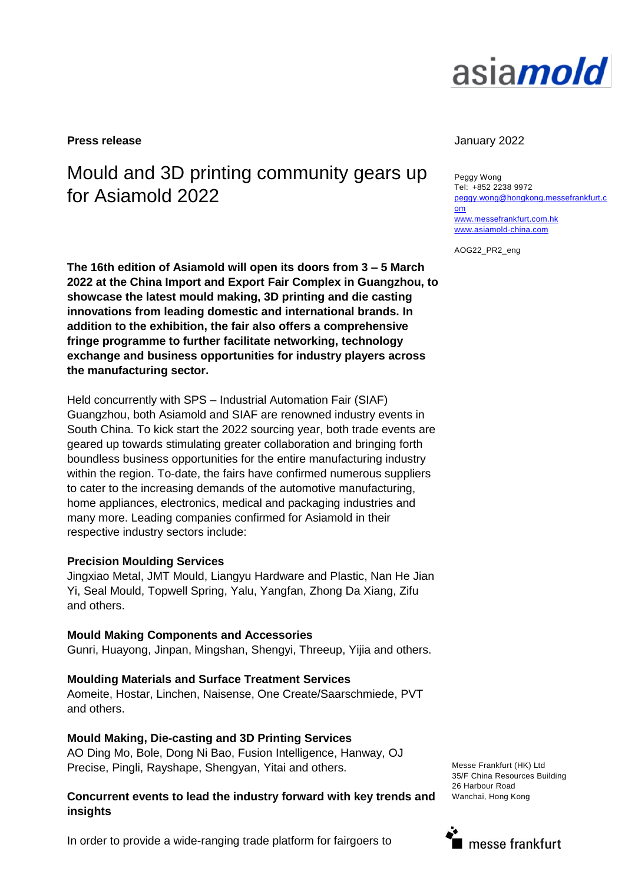**Press release**

January 2022

# Mould and 3D printing community gears up for Asiamold 2022

Peggy Wong
Tel: +852 2238 9972
peggy.wong@hongkong.messefrankfurt.com
www.messefrankfurt.com.hk
www.asiamold-china.com

AOG22_PR2_eng

**The 16th edition of Asiamold will open its doors from 3 – 5 March 2022 at the China Import and Export Fair Complex in Guangzhou, to showcase the latest mould making, 3D printing and die casting innovations from leading domestic and international brands. In addition to the exhibition, the fair also offers a comprehensive fringe programme to further facilitate networking, technology exchange and business opportunities for industry players across the manufacturing sector.**

Held concurrently with SPS – Industrial Automation Fair (SIAF) Guangzhou, both Asiamold and SIAF are renowned industry events in South China. To kick start the 2022 sourcing year, both trade events are geared up towards stimulating greater collaboration and bringing forth boundless business opportunities for the entire manufacturing industry within the region. To-date, the fairs have confirmed numerous suppliers to cater to the increasing demands of the automotive manufacturing, home appliances, electronics, medical and packaging industries and many more. Leading companies confirmed for Asiamold in their respective industry sectors include:

**Precision Moulding Services**
Jingxiao Metal, JMT Mould, Liangyu Hardware and Plastic, Nan He Jian Yi, Seal Mould, Topwell Spring, Yalu, Yangfan, Zhong Da Xiang, Zifu and others.

**Mould Making Components and Accessories**
Gunri, Huayong, Jinpan, Mingshan, Shengyi, Threeup, Yijia and others.

**Moulding Materials and Surface Treatment Services**
Aomeite, Hostar, Linchen, Naisense, One Create/Saarschmiede, PVT and others.

**Mould Making, Die-casting and 3D Printing Services**
AO Ding Mo, Bole, Dong Ni Bao, Fusion Intelligence, Hanway, OJ Precise, Pingli, Rayshape, Shengyan, Yitai and others.

## Concurrent events to lead the industry forward with key trends and insights

In order to provide a wide-ranging trade platform for fairgoers to

Messe Frankfurt (HK) Ltd
35/F China Resources Building
26 Harbour Road
Wanchai, Hong Kong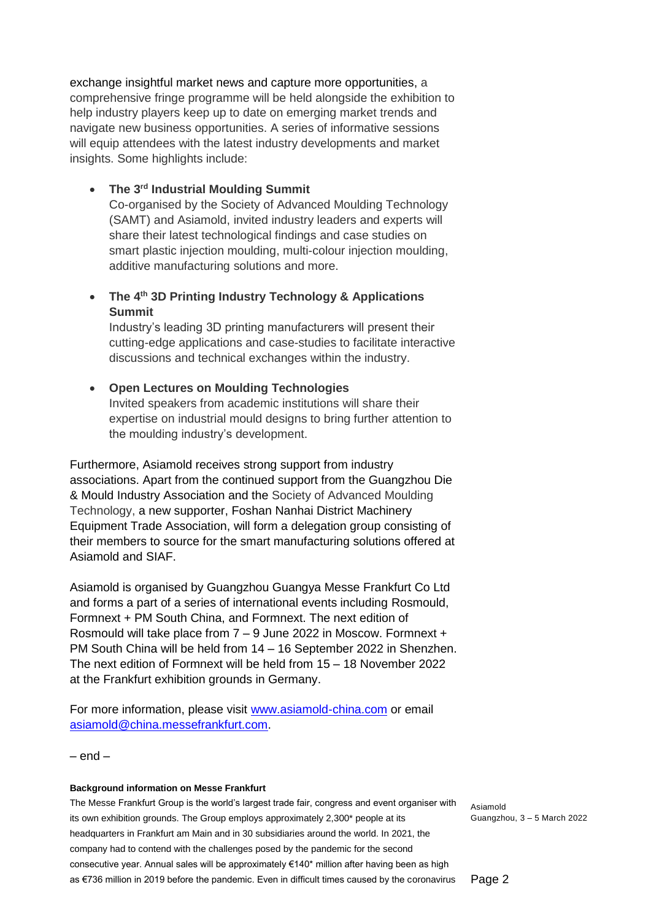exchange insightful market news and capture more opportunities, a comprehensive fringe programme will be held alongside the exhibition to help industry players keep up to date on emerging market trends and navigate new business opportunities. A series of informative sessions will equip attendees with the latest industry developments and market insights. Some highlights include:

- **The 3rd Industrial Moulding Summit**
  Co-organised by the Society of Advanced Moulding Technology (SAMT) and Asiamold, invited industry leaders and experts will share their latest technological findings and case studies on smart plastic injection moulding, multi-colour injection moulding, additive manufacturing solutions and more.

- **The 4th 3D Printing Industry Technology & Applications Summit**
  Industry's leading 3D printing manufacturers will present their cutting-edge applications and case-studies to facilitate interactive discussions and technical exchanges within the industry.

- **Open Lectures on Moulding Technologies**
  Invited speakers from academic institutions will share their expertise on industrial mould designs to bring further attention to the moulding industry's development.

Furthermore, Asiamold receives strong support from industry associations. Apart from the continued support from the Guangzhou Die & Mould Industry Association and the Society of Advanced Moulding Technology, a new supporter, Foshan Nanhai District Machinery Equipment Trade Association, will form a delegation group consisting of their members to source for the smart manufacturing solutions offered at Asiamold and SIAF.

Asiamold is organised by Guangzhou Guangya Messe Frankfurt Co Ltd and forms a part of a series of international events including Rosmould, Formnext + PM South China, and Formnext. The next edition of Rosmould will take place from 7 – 9 June 2022 in Moscow. Formnext + PM South China will be held from 14 – 16 September 2022 in Shenzhen. The next edition of Formnext will be held from 15 – 18 November 2022 at the Frankfurt exhibition grounds in Germany.

For more information, please visit www.asiamold-china.com or email asiamold@china.messefrankfurt.com.

– end –

**Background information on Messe Frankfurt**

The Messe Frankfurt Group is the world's largest trade fair, congress and event organiser with its own exhibition grounds. The Group employs approximately 2,300* people at its headquarters in Frankfurt am Main and in 30 subsidiaries around the world. In 2021, the company had to contend with the challenges posed by the pandemic for the second consecutive year. Annual sales will be approximately €140* million after having been as high as €736 million in 2019 before the pandemic. Even in difficult times caused by the coronavirus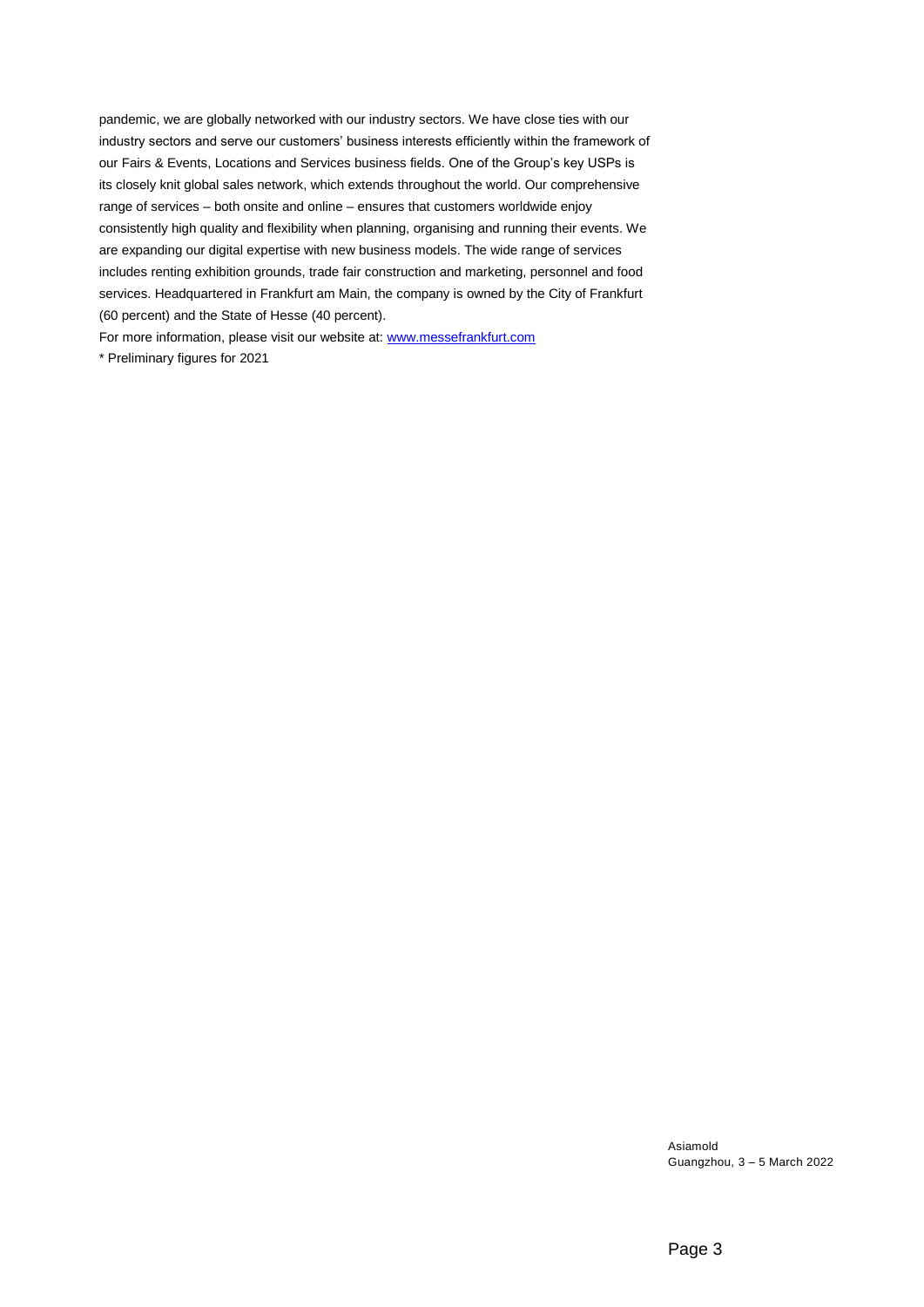pandemic, we are globally networked with our industry sectors. We have close ties with our industry sectors and serve our customers' business interests efficiently within the framework of our Fairs & Events, Locations and Services business fields. One of the Group's key USPs is its closely knit global sales network, which extends throughout the world. Our comprehensive range of services – both onsite and online – ensures that customers worldwide enjoy consistently high quality and flexibility when planning, organising and running their events. We are expanding our digital expertise with new business models. The wide range of services includes renting exhibition grounds, trade fair construction and marketing, personnel and food services. Headquartered in Frankfurt am Main, the company is owned by the City of Frankfurt (60 percent) and the State of Hesse (40 percent).

For more information, please visit our website at: [www.messefrankfurt.com](http://www.messefrankfurt.com)

* Preliminary figures for 2021